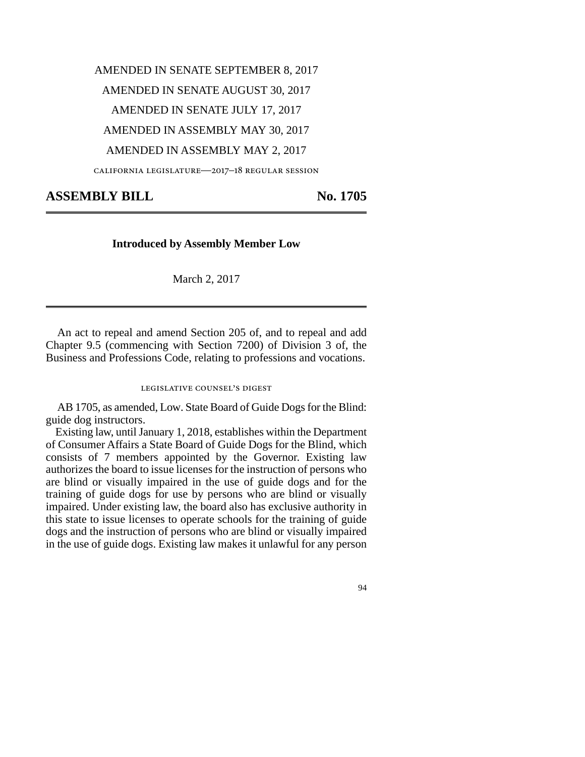AMENDED IN SENATE SEPTEMBER 8, 2017

AMENDED IN SENATE AUGUST 30, 2017

AMENDED IN SENATE JULY 17, 2017

AMENDED IN ASSEMBLY MAY 30, 2017

AMENDED IN ASSEMBLY MAY 2, 2017

CALIFORNIA LEGISLATURE—2017–18 REGULAR SESSION

# ASSEMBLY BILL No. 1705

**Introduced by Assembly Member Low**

March 2, 2017

An act to repeal and amend Section 205 of, and to repeal and add Chapter 9.5 (commencing with Section 7200) of Division 3 of, the Business and Professions Code, relating to professions and vocations.

LEGISLATIVE COUNSEL'S DIGEST

AB 1705, as amended, Low. State Board of Guide Dogs for the Blind: guide dog instructors.

Existing law, until January 1, 2018, establishes within the Department of Consumer Affairs a State Board of Guide Dogs for the Blind, which consists of 7 members appointed by the Governor. Existing law authorizes the board to issue licenses for the instruction of persons who are blind or visually impaired in the use of guide dogs and for the training of guide dogs for use by persons who are blind or visually impaired. Under existing law, the board also has exclusive authority in this state to issue licenses to operate schools for the training of guide dogs and the instruction of persons who are blind or visually impaired in the use of guide dogs. Existing law makes it unlawful for any person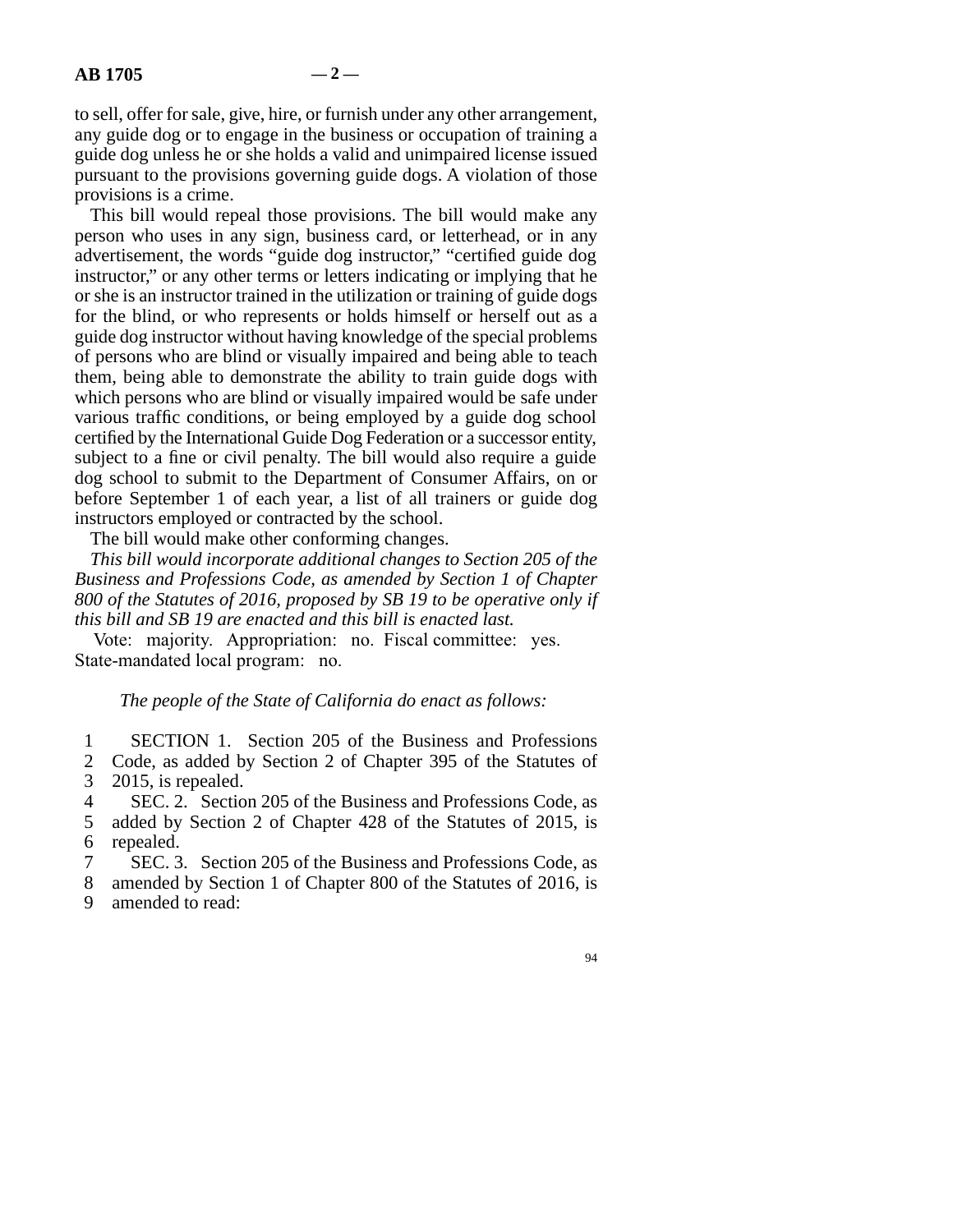to sell, offer for sale, give, hire, or furnish under any other arrangement, any guide dog or to engage in the business or occupation of training a guide dog unless he or she holds a valid and unimpaired license issued pursuant to the provisions governing guide dogs. A violation of those provisions is a crime.

This bill would repeal those provisions. The bill would make any person who uses in any sign, business card, or letterhead, or in any advertisement, the words "guide dog instructor," "certified guide dog instructor," or any other terms or letters indicating or implying that he or she is an instructor trained in the utilization or training of guide dogs for the blind, or who represents or holds himself or herself out as a guide dog instructor without having knowledge of the special problems of persons who are blind or visually impaired and being able to teach them, being able to demonstrate the ability to train guide dogs with which persons who are blind or visually impaired would be safe under various traffic conditions, or being employed by a guide dog school certified by the International Guide Dog Federation or a successor entity, subject to a fine or civil penalty. The bill would also require a guide dog school to submit to the Department of Consumer Affairs, on or before September 1 of each year, a list of all trainers or guide dog instructors employed or contracted by the school.

The bill would make other conforming changes.

*This bill would incorporate additional changes to Section 205 of the Business and Professions Code, as amended by Section 1 of Chapter 800 of the Statutes of 2016, proposed by SB 19 to be operative only if this bill and SB 19 are enacted and this bill is enacted last.*

Vote: majority. Appropriation: no. Fiscal committee: yes. State-mandated local program: no.

*The people of the State of California do enact as follows:*

1 SECTION 1. Section 205 of the Business and Professions
2 Code, as added by Section 2 of Chapter 395 of the Statutes of
3 2015, is repealed.
4 SEC. 2. Section 205 of the Business and Professions Code, as
5 added by Section 2 of Chapter 428 of the Statutes of 2015, is
6 repealed.
7 SEC. 3. Section 205 of the Business and Professions Code, as
8 amended by Section 1 of Chapter 800 of the Statutes of 2016, is
9 amended to read: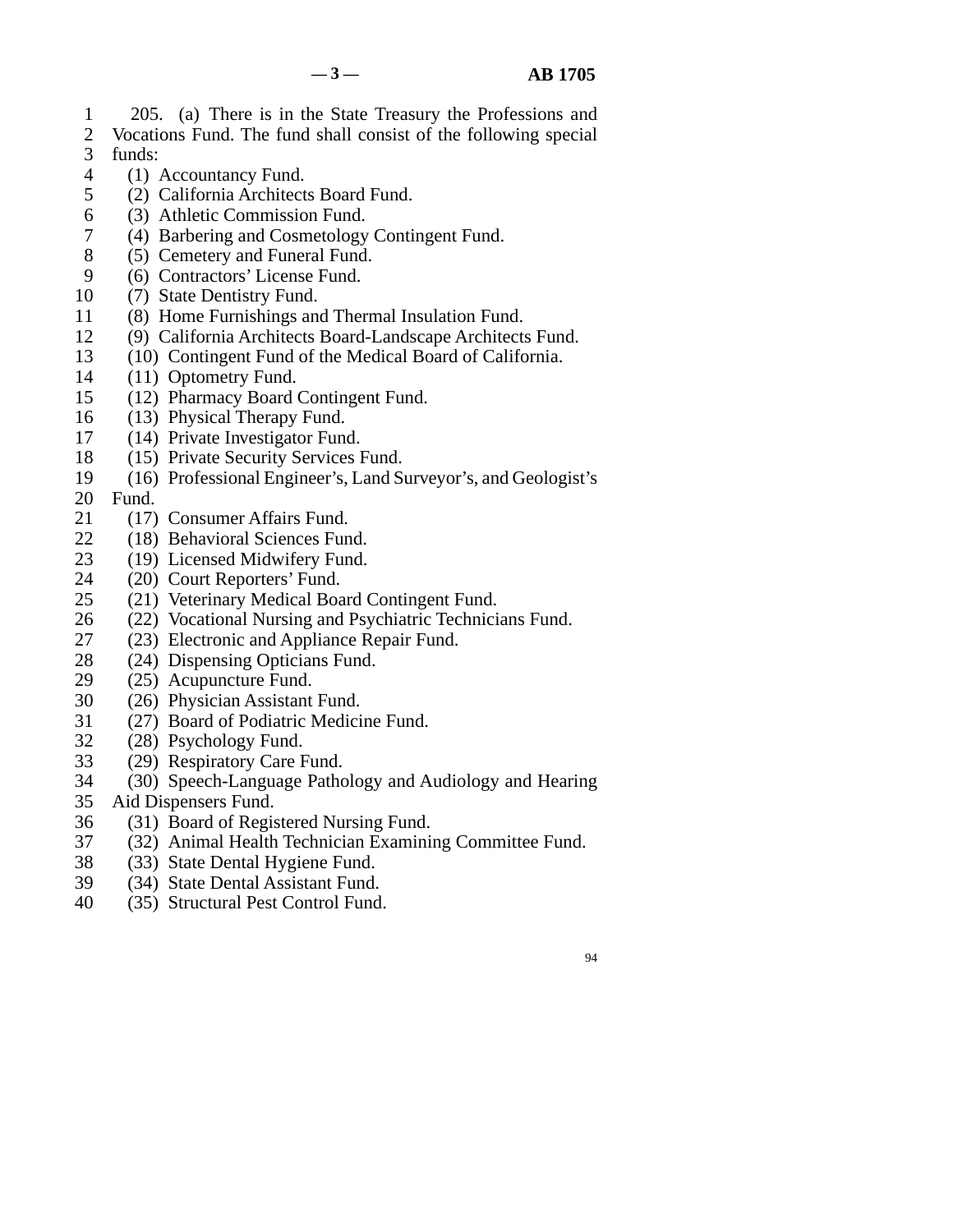205. (a) There is in the State Treasury the Professions and Vocations Fund. The fund shall consist of the following special funds:

(1) Accountancy Fund.
(2) California Architects Board Fund.
(3) Athletic Commission Fund.
(4) Barbering and Cosmetology Contingent Fund.
(5) Cemetery and Funeral Fund.
(6) Contractors' License Fund.
(7) State Dentistry Fund.
(8) Home Furnishings and Thermal Insulation Fund.
(9) California Architects Board-Landscape Architects Fund.
(10) Contingent Fund of the Medical Board of California.
(11) Optometry Fund.
(12) Pharmacy Board Contingent Fund.
(13) Physical Therapy Fund.
(14) Private Investigator Fund.
(15) Private Security Services Fund.
(16) Professional Engineer's, Land Surveyor's, and Geologist's Fund.
(17) Consumer Affairs Fund.
(18) Behavioral Sciences Fund.
(19) Licensed Midwifery Fund.
(20) Court Reporters' Fund.
(21) Veterinary Medical Board Contingent Fund.
(22) Vocational Nursing and Psychiatric Technicians Fund.
(23) Electronic and Appliance Repair Fund.
(24) Dispensing Opticians Fund.
(25) Acupuncture Fund.
(26) Physician Assistant Fund.
(27) Board of Podiatric Medicine Fund.
(28) Psychology Fund.
(29) Respiratory Care Fund.
(30) Speech-Language Pathology and Audiology and Hearing Aid Dispensers Fund.
(31) Board of Registered Nursing Fund.
(32) Animal Health Technician Examining Committee Fund.
(33) State Dental Hygiene Fund.
(34) State Dental Assistant Fund.
(35) Structural Pest Control Fund.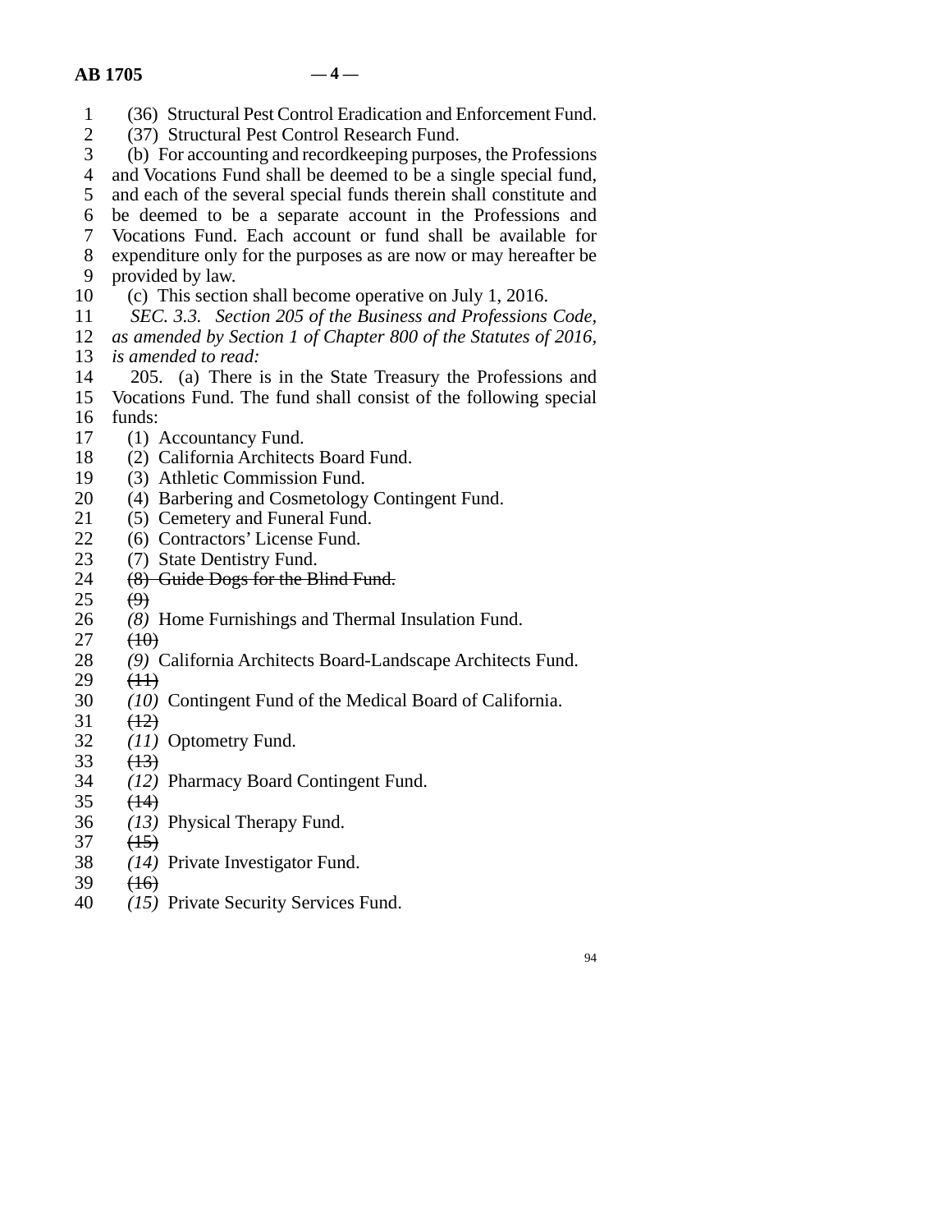(36) Structural Pest Control Eradication and Enforcement Fund.

(37) Structural Pest Control Research Fund.

(b) For accounting and recordkeeping purposes, the Professions and Vocations Fund shall be deemed to be a single special fund, and each of the several special funds therein shall constitute and be deemed to be a separate account in the Professions and Vocations Fund. Each account or fund shall be available for expenditure only for the purposes as are now or may hereafter be provided by law.

(c) This section shall become operative on July 1, 2016.

*SEC. 3.3. Section 205 of the Business and Professions Code, as amended by Section 1 of Chapter 800 of the Statutes of 2016, is amended to read:*

205. (a) There is in the State Treasury the Professions and Vocations Fund. The fund shall consist of the following special funds:

(1) Accountancy Fund.

(2) California Architects Board Fund.

(3) Athletic Commission Fund.

(4) Barbering and Cosmetology Contingent Fund.

(5) Cemetery and Funeral Fund.

(6) Contractors' License Fund.

(7) State Dentistry Fund.

~~(8) Guide Dogs for the Blind Fund.~~

~~(9)~~

*(8)* Home Furnishings and Thermal Insulation Fund.

~~(10)~~

*(9)* California Architects Board-Landscape Architects Fund.

~~(11)~~

*(10)* Contingent Fund of the Medical Board of California.

~~(12)~~

*(11)* Optometry Fund.

~~(13)~~

*(12)* Pharmacy Board Contingent Fund.

~~(14)~~

*(13)* Physical Therapy Fund.

~~(15)~~

*(14)* Private Investigator Fund.

~~(16)~~

*(15)* Private Security Services Fund.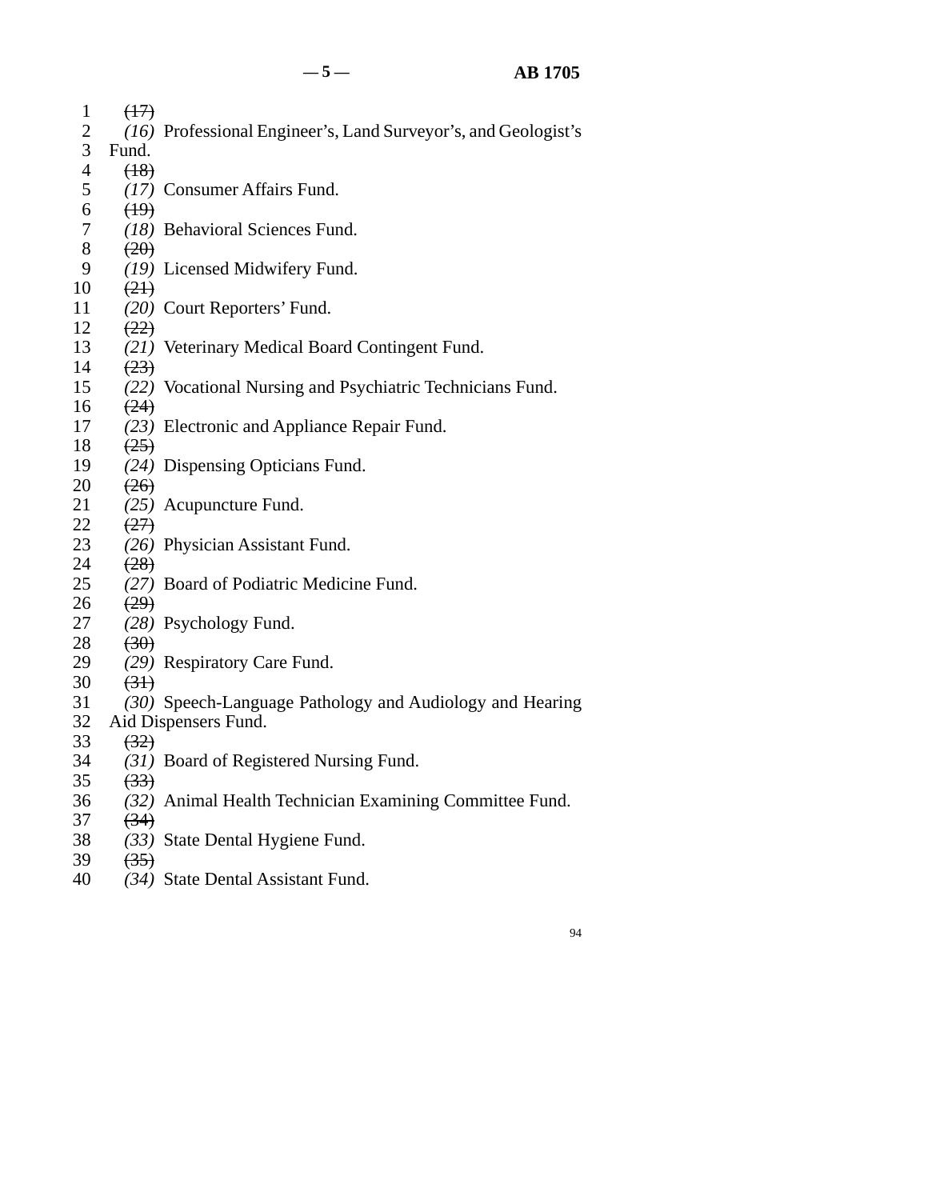~~(17)~~

*(16)* Professional Engineer's, Land Surveyor's, and Geologist's Fund.

~~(18)~~

*(17)* Consumer Affairs Fund.

~~(19)~~

*(18)* Behavioral Sciences Fund.

~~(20)~~

*(19)* Licensed Midwifery Fund.

~~(21)~~

*(20)* Court Reporters' Fund.

~~(22)~~

*(21)* Veterinary Medical Board Contingent Fund.

~~(23)~~

*(22)* Vocational Nursing and Psychiatric Technicians Fund.

~~(24)~~

*(23)* Electronic and Appliance Repair Fund.

~~(25)~~

*(24)* Dispensing Opticians Fund.

~~(26)~~

*(25)* Acupuncture Fund.

~~(27)~~

*(26)* Physician Assistant Fund.

~~(28)~~

*(27)* Board of Podiatric Medicine Fund.

~~(29)~~

*(28)* Psychology Fund.

~~(30)~~

*(29)* Respiratory Care Fund.

~~(31)~~

*(30)* Speech-Language Pathology and Audiology and Hearing Aid Dispensers Fund.

~~(32)~~

*(31)* Board of Registered Nursing Fund.

~~(33)~~

*(32)* Animal Health Technician Examining Committee Fund.

~~(34)~~

*(33)* State Dental Hygiene Fund.

~~(35)~~

*(34)* State Dental Assistant Fund.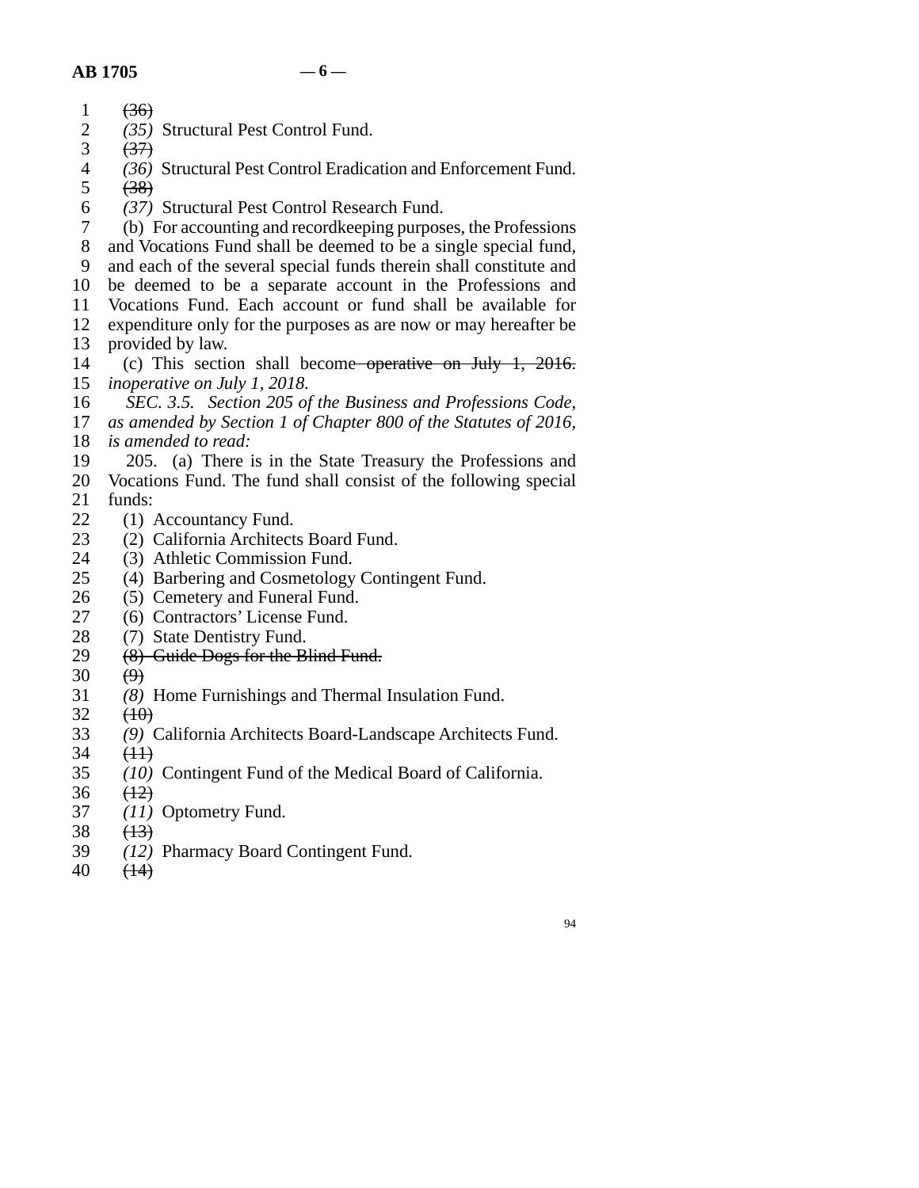~~(36)~~

*(35)* Structural Pest Control Fund.

~~(37)~~

*(36)* Structural Pest Control Eradication and Enforcement Fund.

~~(38)~~

*(37)* Structural Pest Control Research Fund.

(b) For accounting and recordkeeping purposes, the Professions and Vocations Fund shall be deemed to be a single special fund, and each of the several special funds therein shall constitute and be deemed to be a separate account in the Professions and Vocations Fund. Each account or fund shall be available for expenditure only for the purposes as are now or may hereafter be provided by law.

(c) This section shall become ~~operative on July 1, 2016.~~ *inoperative on July 1, 2018.*

*SEC. 3.5. Section 205 of the Business and Professions Code, as amended by Section 1 of Chapter 800 of the Statutes of 2016, is amended to read:*

205. (a) There is in the State Treasury the Professions and Vocations Fund. The fund shall consist of the following special funds:

(1) Accountancy Fund.

(2) California Architects Board Fund.

(3) Athletic Commission Fund.

(4) Barbering and Cosmetology Contingent Fund.

(5) Cemetery and Funeral Fund.

(6) Contractors' License Fund.

(7) State Dentistry Fund.

~~(8) Guide Dogs for the Blind Fund.~~

~~(9)~~

*(8)* Home Furnishings and Thermal Insulation Fund.

~~(10)~~

*(9)* California Architects Board-Landscape Architects Fund.

~~(11)~~

*(10)* Contingent Fund of the Medical Board of California.

~~(12)~~

*(11)* Optometry Fund.

~~(13)~~

*(12)* Pharmacy Board Contingent Fund.

~~(14)~~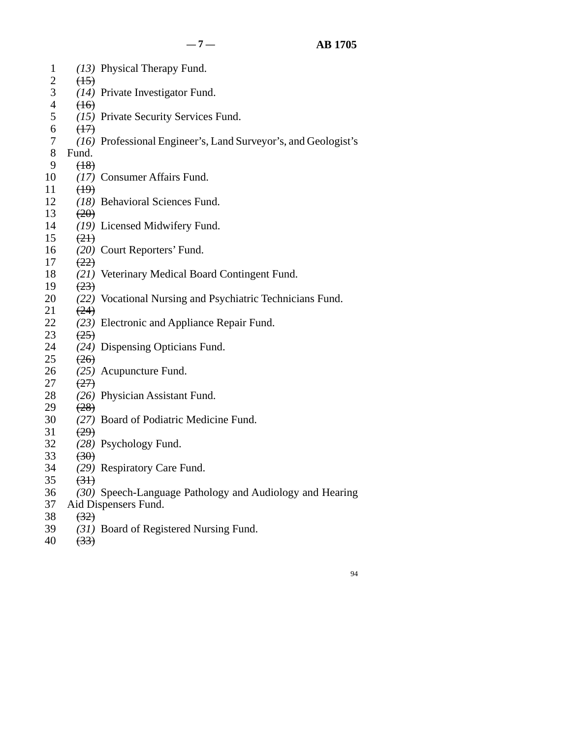*(13)* Physical Therapy Fund.

~~(15)~~

*(14)* Private Investigator Fund.

~~(16)~~

*(15)* Private Security Services Fund.

~~(17)~~

*(16)* Professional Engineer's, Land Surveyor's, and Geologist's Fund.

~~(18)~~

*(17)* Consumer Affairs Fund.

~~(19)~~

*(18)* Behavioral Sciences Fund.

~~(20)~~

*(19)* Licensed Midwifery Fund.

~~(21)~~

*(20)* Court Reporters' Fund.

~~(22)~~

*(21)* Veterinary Medical Board Contingent Fund.

~~(23)~~

*(22)* Vocational Nursing and Psychiatric Technicians Fund.

~~(24)~~

*(23)* Electronic and Appliance Repair Fund.

~~(25)~~

*(24)* Dispensing Opticians Fund.

~~(26)~~

*(25)* Acupuncture Fund.

~~(27)~~

*(26)* Physician Assistant Fund.

~~(28)~~

*(27)* Board of Podiatric Medicine Fund.

~~(29)~~

*(28)* Psychology Fund.

~~(30)~~

*(29)* Respiratory Care Fund.

~~(31)~~

*(30)* Speech-Language Pathology and Audiology and Hearing Aid Dispensers Fund.

~~(32)~~

*(31)* Board of Registered Nursing Fund.

~~(33)~~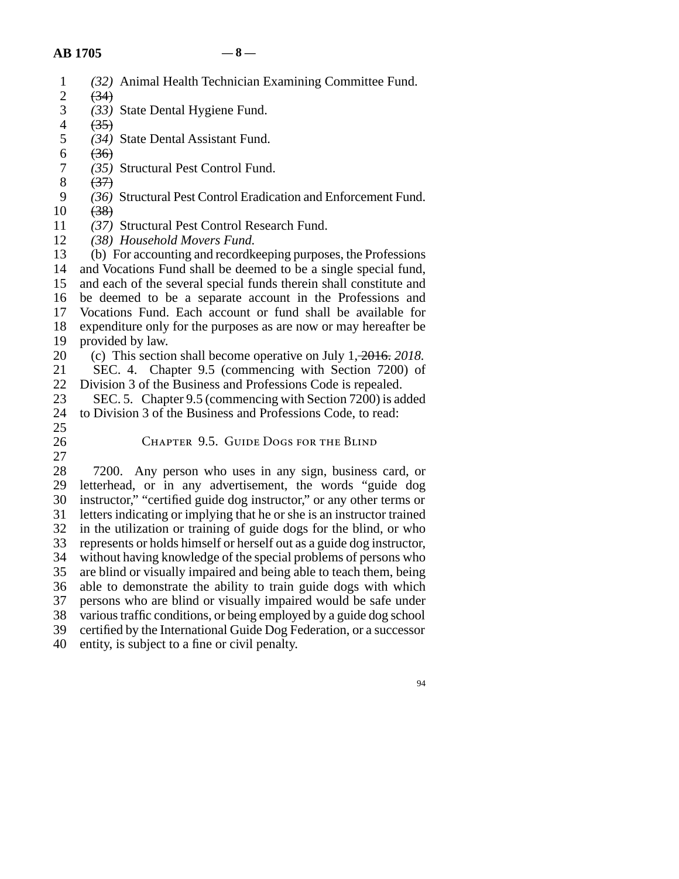*(32)* Animal Health Technician Examining Committee Fund.

~~(34)~~

*(33)* State Dental Hygiene Fund.

~~(35)~~

*(34)* State Dental Assistant Fund.

~~(36)~~

*(35)* Structural Pest Control Fund.

~~(37)~~

*(36)* Structural Pest Control Eradication and Enforcement Fund.

~~(38)~~

*(37)* Structural Pest Control Research Fund.

*(38) Household Movers Fund.*

(b) For accounting and recordkeeping purposes, the Professions and Vocations Fund shall be deemed to be a single special fund, and each of the several special funds therein shall constitute and be deemed to be a separate account in the Professions and Vocations Fund. Each account or fund shall be available for expenditure only for the purposes as are now or may hereafter be provided by law.

(c) This section shall become operative on July 1, ~~2016.~~ *2018.*

SEC. 4. Chapter 9.5 (commencing with Section 7200) of Division 3 of the Business and Professions Code is repealed.

SEC. 5. Chapter 9.5 (commencing with Section 7200) is added to Division 3 of the Business and Professions Code, to read:

## Chapter 9.5. Guide Dogs for the Blind

7200. Any person who uses in any sign, business card, or letterhead, or in any advertisement, the words "guide dog instructor," "certified guide dog instructor," or any other terms or letters indicating or implying that he or she is an instructor trained in the utilization or training of guide dogs for the blind, or who represents or holds himself or herself out as a guide dog instructor, without having knowledge of the special problems of persons who are blind or visually impaired and being able to teach them, being able to demonstrate the ability to train guide dogs with which persons who are blind or visually impaired would be safe under various traffic conditions, or being employed by a guide dog school certified by the International Guide Dog Federation, or a successor entity, is subject to a fine or civil penalty.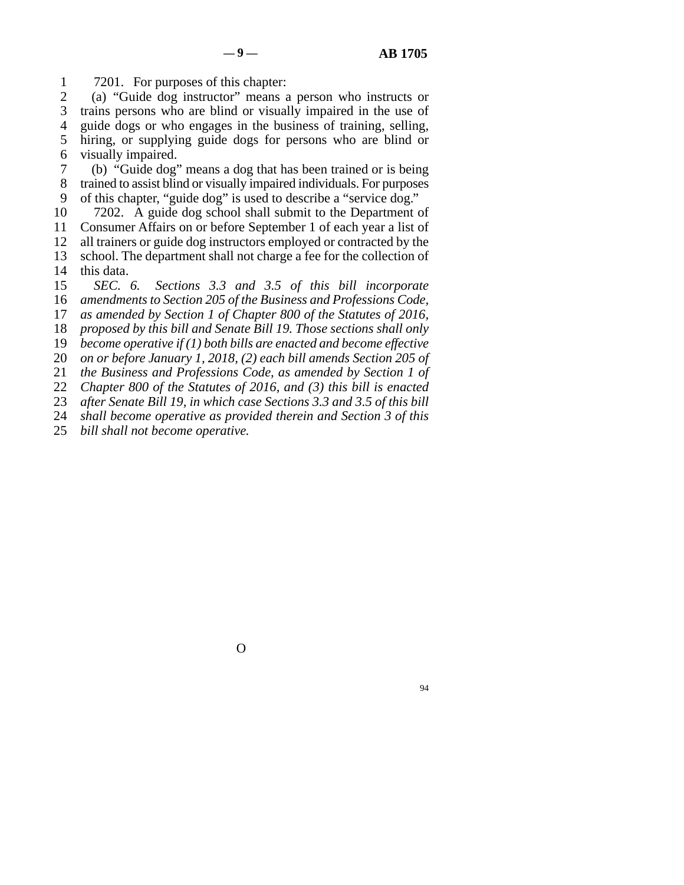7201. For purposes of this chapter:

(a) "Guide dog instructor" means a person who instructs or trains persons who are blind or visually impaired in the use of guide dogs or who engages in the business of training, selling, hiring, or supplying guide dogs for persons who are blind or visually impaired.

(b) "Guide dog" means a dog that has been trained or is being trained to assist blind or visually impaired individuals. For purposes of this chapter, "guide dog" is used to describe a "service dog."

7202. A guide dog school shall submit to the Department of Consumer Affairs on or before September 1 of each year a list of all trainers or guide dog instructors employed or contracted by the school. The department shall not charge a fee for the collection of this data.

*SEC. 6. Sections 3.3 and 3.5 of this bill incorporate amendments to Section 205 of the Business and Professions Code, as amended by Section 1 of Chapter 800 of the Statutes of 2016, proposed by this bill and Senate Bill 19. Those sections shall only become operative if (1) both bills are enacted and become effective on or before January 1, 2018, (2) each bill amends Section 205 of the Business and Professions Code, as amended by Section 1 of Chapter 800 of the Statutes of 2016, and (3) this bill is enacted after Senate Bill 19, in which case Sections 3.3 and 3.5 of this bill shall become operative as provided therein and Section 3 of this bill shall not become operative.*

O